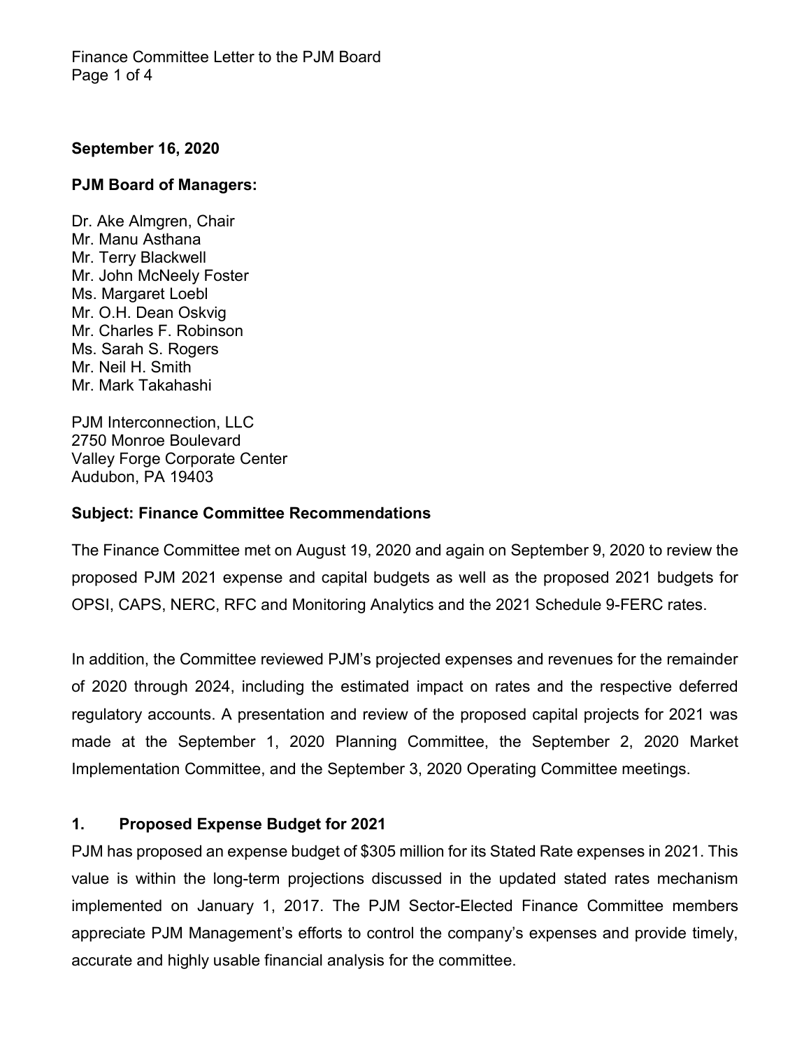**September 16, 2020**

**PJM Board of Managers:**

Dr. Ake Almgren, Chair
Mr. Manu Asthana
Mr. Terry Blackwell
Mr. John McNeely Foster
Ms. Margaret Loebl
Mr. O.H. Dean Oskvig
Mr. Charles F. Robinson
Ms. Sarah S. Rogers
Mr. Neil H. Smith
Mr. Mark Takahashi

PJM Interconnection, LLC
2750 Monroe Boulevard
Valley Forge Corporate Center
Audubon, PA 19403

**Subject: Finance Committee Recommendations**

The Finance Committee met on August 19, 2020 and again on September 9, 2020 to review the proposed PJM 2021 expense and capital budgets as well as the proposed 2021 budgets for OPSI, CAPS, NERC, RFC and Monitoring Analytics and the 2021 Schedule 9-FERC rates.

In addition, the Committee reviewed PJM's projected expenses and revenues for the remainder of 2020 through 2024, including the estimated impact on rates and the respective deferred regulatory accounts. A presentation and review of the proposed capital projects for 2021 was made at the September 1, 2020 Planning Committee, the September 2, 2020 Market Implementation Committee, and the September 3, 2020 Operating Committee meetings.

## 1. Proposed Expense Budget for 2021

PJM has proposed an expense budget of $305 million for its Stated Rate expenses in 2021. This value is within the long-term projections discussed in the updated stated rates mechanism implemented on January 1, 2017. The PJM Sector-Elected Finance Committee members appreciate PJM Management's efforts to control the company's expenses and provide timely, accurate and highly usable financial analysis for the committee.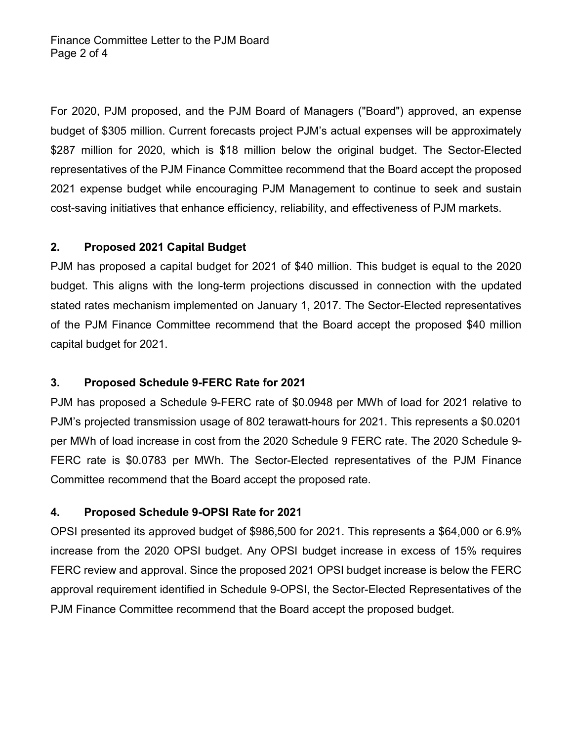For 2020, PJM proposed, and the PJM Board of Managers ("Board") approved, an expense budget of $305 million. Current forecasts project PJM's actual expenses will be approximately $287 million for 2020, which is $18 million below the original budget. The Sector-Elected representatives of the PJM Finance Committee recommend that the Board accept the proposed 2021 expense budget while encouraging PJM Management to continue to seek and sustain cost-saving initiatives that enhance efficiency, reliability, and effectiveness of PJM markets.

## 2. Proposed 2021 Capital Budget

PJM has proposed a capital budget for 2021 of $40 million. This budget is equal to the 2020 budget. This aligns with the long-term projections discussed in connection with the updated stated rates mechanism implemented on January 1, 2017. The Sector-Elected representatives of the PJM Finance Committee recommend that the Board accept the proposed $40 million capital budget for 2021.

## 3. Proposed Schedule 9-FERC Rate for 2021

PJM has proposed a Schedule 9-FERC rate of $0.0948 per MWh of load for 2021 relative to PJM's projected transmission usage of 802 terawatt-hours for 2021. This represents a $0.0201 per MWh of load increase in cost from the 2020 Schedule 9 FERC rate. The 2020 Schedule 9-FERC rate is $0.0783 per MWh. The Sector-Elected representatives of the PJM Finance Committee recommend that the Board accept the proposed rate.

## 4. Proposed Schedule 9-OPSI Rate for 2021

OPSI presented its approved budget of $986,500 for 2021. This represents a $64,000 or 6.9% increase from the 2020 OPSI budget. Any OPSI budget increase in excess of 15% requires FERC review and approval. Since the proposed 2021 OPSI budget increase is below the FERC approval requirement identified in Schedule 9-OPSI, the Sector-Elected Representatives of the PJM Finance Committee recommend that the Board accept the proposed budget.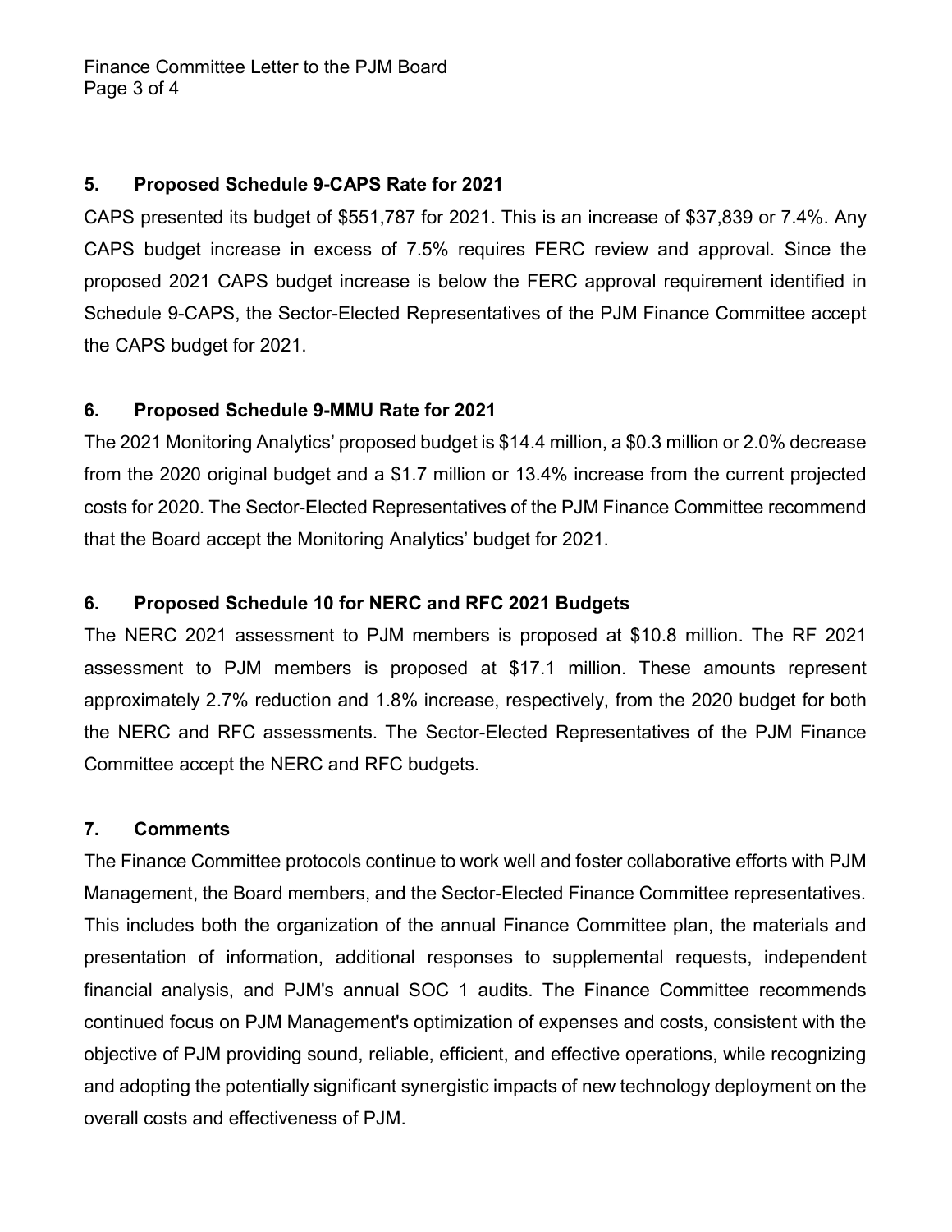## 5. Proposed Schedule 9-CAPS Rate for 2021

CAPS presented its budget of $551,787 for 2021. This is an increase of $37,839 or 7.4%. Any CAPS budget increase in excess of 7.5% requires FERC review and approval. Since the proposed 2021 CAPS budget increase is below the FERC approval requirement identified in Schedule 9-CAPS, the Sector-Elected Representatives of the PJM Finance Committee accept the CAPS budget for 2021.

## 6. Proposed Schedule 9-MMU Rate for 2021

The 2021 Monitoring Analytics' proposed budget is $14.4 million, a $0.3 million or 2.0% decrease from the 2020 original budget and a $1.7 million or 13.4% increase from the current projected costs for 2020. The Sector-Elected Representatives of the PJM Finance Committee recommend that the Board accept the Monitoring Analytics' budget for 2021.

## 6. Proposed Schedule 10 for NERC and RFC 2021 Budgets

The NERC 2021 assessment to PJM members is proposed at $10.8 million. The RF 2021 assessment to PJM members is proposed at $17.1 million. These amounts represent approximately 2.7% reduction and 1.8% increase, respectively, from the 2020 budget for both the NERC and RFC assessments. The Sector-Elected Representatives of the PJM Finance Committee accept the NERC and RFC budgets.

## 7. Comments

The Finance Committee protocols continue to work well and foster collaborative efforts with PJM Management, the Board members, and the Sector-Elected Finance Committee representatives. This includes both the organization of the annual Finance Committee plan, the materials and presentation of information, additional responses to supplemental requests, independent financial analysis, and PJM's annual SOC 1 audits. The Finance Committee recommends continued focus on PJM Management's optimization of expenses and costs, consistent with the objective of PJM providing sound, reliable, efficient, and effective operations, while recognizing and adopting the potentially significant synergistic impacts of new technology deployment on the overall costs and effectiveness of PJM.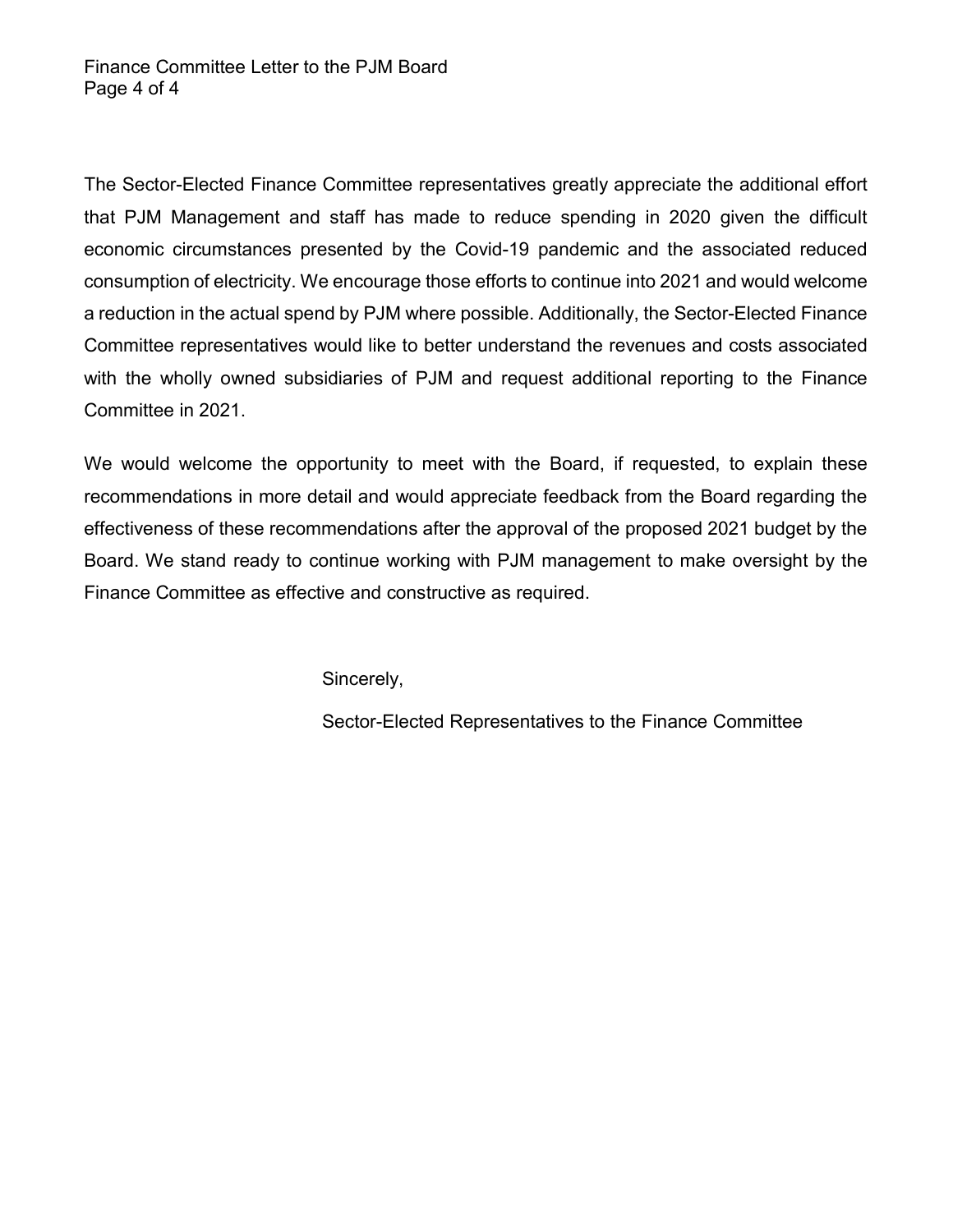The Sector-Elected Finance Committee representatives greatly appreciate the additional effort that PJM Management and staff has made to reduce spending in 2020 given the difficult economic circumstances presented by the Covid-19 pandemic and the associated reduced consumption of electricity. We encourage those efforts to continue into 2021 and would welcome a reduction in the actual spend by PJM where possible. Additionally, the Sector-Elected Finance Committee representatives would like to better understand the revenues and costs associated with the wholly owned subsidiaries of PJM and request additional reporting to the Finance Committee in 2021.

We would welcome the opportunity to meet with the Board, if requested, to explain these recommendations in more detail and would appreciate feedback from the Board regarding the effectiveness of these recommendations after the approval of the proposed 2021 budget by the Board. We stand ready to continue working with PJM management to make oversight by the Finance Committee as effective and constructive as required.

Sincerely,

Sector-Elected Representatives to the Finance Committee